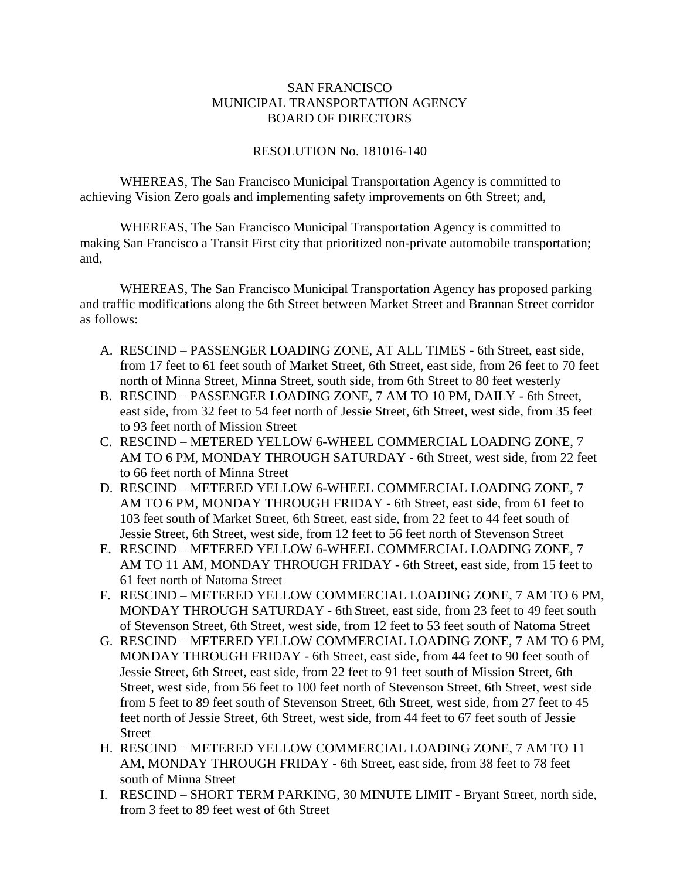SAN FRANCISCO
MUNICIPAL TRANSPORTATION AGENCY
BOARD OF DIRECTORS

RESOLUTION No. 181016-140

WHEREAS, The San Francisco Municipal Transportation Agency is committed to achieving Vision Zero goals and implementing safety improvements on 6th Street; and,

WHEREAS, The San Francisco Municipal Transportation Agency is committed to making San Francisco a Transit First city that prioritized non-private automobile transportation; and,

WHEREAS, The San Francisco Municipal Transportation Agency has proposed parking and traffic modifications along the 6th Street between Market Street and Brannan Street corridor as follows:

A. RESCIND – PASSENGER LOADING ZONE, AT ALL TIMES - 6th Street, east side, from 17 feet to 61 feet south of Market Street, 6th Street, east side, from 26 feet to 70 feet north of Minna Street, Minna Street, south side, from 6th Street to 80 feet westerly
B. RESCIND – PASSENGER LOADING ZONE, 7 AM TO 10 PM, DAILY - 6th Street, east side, from 32 feet to 54 feet north of Jessie Street, 6th Street, west side, from 35 feet to 93 feet north of Mission Street
C. RESCIND – METERED YELLOW 6-WHEEL COMMERCIAL LOADING ZONE, 7 AM TO 6 PM, MONDAY THROUGH SATURDAY - 6th Street, west side, from 22 feet to 66 feet north of Minna Street
D. RESCIND – METERED YELLOW 6-WHEEL COMMERCIAL LOADING ZONE, 7 AM TO 6 PM, MONDAY THROUGH FRIDAY - 6th Street, east side, from 61 feet to 103 feet south of Market Street, 6th Street, east side, from 22 feet to 44 feet south of Jessie Street, 6th Street, west side, from 12 feet to 56 feet north of Stevenson Street
E. RESCIND – METERED YELLOW 6-WHEEL COMMERCIAL LOADING ZONE, 7 AM TO 11 AM, MONDAY THROUGH FRIDAY - 6th Street, east side, from 15 feet to 61 feet north of Natoma Street
F. RESCIND – METERED YELLOW COMMERCIAL LOADING ZONE, 7 AM TO 6 PM, MONDAY THROUGH SATURDAY - 6th Street, east side, from 23 feet to 49 feet south of Stevenson Street, 6th Street, west side, from 12 feet to 53 feet south of Natoma Street
G. RESCIND – METERED YELLOW COMMERCIAL LOADING ZONE, 7 AM TO 6 PM, MONDAY THROUGH FRIDAY - 6th Street, east side, from 44 feet to 90 feet south of Jessie Street, 6th Street, east side, from 22 feet to 91 feet south of Mission Street, 6th Street, west side, from 56 feet to 100 feet north of Stevenson Street, 6th Street, west side from 5 feet to 89 feet south of Stevenson Street, 6th Street, west side, from 27 feet to 45 feet north of Jessie Street, 6th Street, west side, from 44 feet to 67 feet south of Jessie Street
H. RESCIND – METERED YELLOW COMMERCIAL LOADING ZONE, 7 AM TO 11 AM, MONDAY THROUGH FRIDAY - 6th Street, east side, from 38 feet to 78 feet south of Minna Street
I. RESCIND – SHORT TERM PARKING, 30 MINUTE LIMIT - Bryant Street, north side, from 3 feet to 89 feet west of 6th Street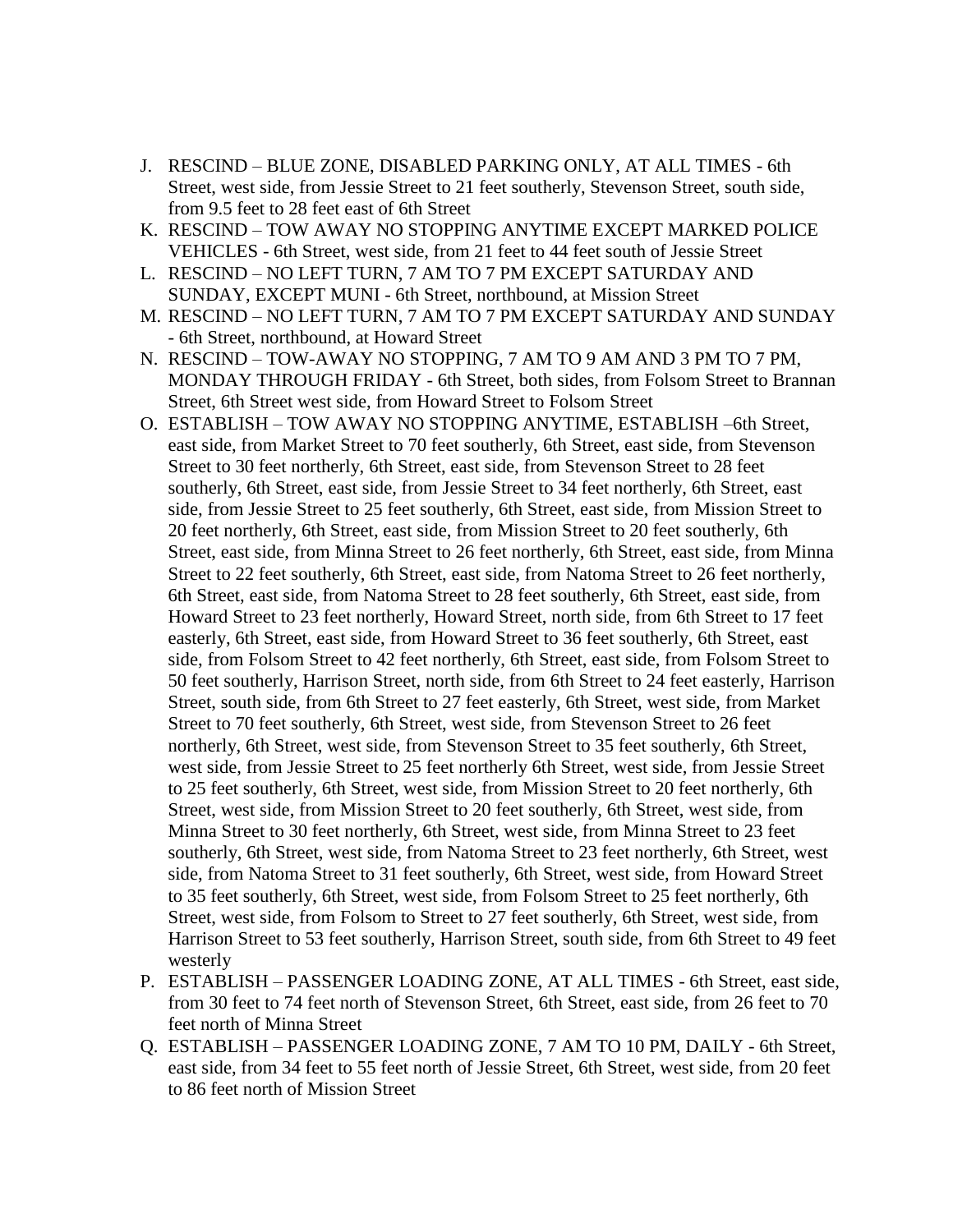J. RESCIND – BLUE ZONE, DISABLED PARKING ONLY, AT ALL TIMES - 6th Street, west side, from Jessie Street to 21 feet southerly, Stevenson Street, south side, from 9.5 feet to 28 feet east of 6th Street
K. RESCIND – TOW AWAY NO STOPPING ANYTIME EXCEPT MARKED POLICE VEHICLES - 6th Street, west side, from 21 feet to 44 feet south of Jessie Street
L. RESCIND – NO LEFT TURN, 7 AM TO 7 PM EXCEPT SATURDAY AND SUNDAY, EXCEPT MUNI - 6th Street, northbound, at Mission Street
M. RESCIND – NO LEFT TURN, 7 AM TO 7 PM EXCEPT SATURDAY AND SUNDAY - 6th Street, northbound, at Howard Street
N. RESCIND – TOW-AWAY NO STOPPING, 7 AM TO 9 AM AND 3 PM TO 7 PM, MONDAY THROUGH FRIDAY - 6th Street, both sides, from Folsom Street to Brannan Street, 6th Street west side, from Howard Street to Folsom Street
O. ESTABLISH – TOW AWAY NO STOPPING ANYTIME, ESTABLISH –6th Street, east side, from Market Street to 70 feet southerly, 6th Street, east side, from Stevenson Street to 30 feet northerly, 6th Street, east side, from Stevenson Street to 28 feet southerly, 6th Street, east side, from Jessie Street to 34 feet northerly, 6th Street, east side, from Jessie Street to 25 feet southerly, 6th Street, east side, from Mission Street to 20 feet northerly, 6th Street, east side, from Mission Street to 20 feet southerly, 6th Street, east side, from Minna Street to 26 feet northerly, 6th Street, east side, from Minna Street to 22 feet southerly, 6th Street, east side, from Natoma Street to 26 feet northerly, 6th Street, east side, from Natoma Street to 28 feet southerly, 6th Street, east side, from Howard Street to 23 feet northerly, Howard Street, north side, from 6th Street to 17 feet easterly, 6th Street, east side, from Howard Street to 36 feet southerly, 6th Street, east side, from Folsom Street to 42 feet northerly, 6th Street, east side, from Folsom Street to 50 feet southerly, Harrison Street, north side, from 6th Street to 24 feet easterly, Harrison Street, south side, from 6th Street to 27 feet easterly, 6th Street, west side, from Market Street to 70 feet southerly, 6th Street, west side, from Stevenson Street to 26 feet northerly, 6th Street, west side, from Stevenson Street to 35 feet southerly, 6th Street, west side, from Jessie Street to 25 feet northerly 6th Street, west side, from Jessie Street to 25 feet southerly, 6th Street, west side, from Mission Street to 20 feet northerly, 6th Street, west side, from Mission Street to 20 feet southerly, 6th Street, west side, from Minna Street to 30 feet northerly, 6th Street, west side, from Minna Street to 23 feet southerly, 6th Street, west side, from Natoma Street to 23 feet northerly, 6th Street, west side, from Natoma Street to 31 feet southerly, 6th Street, west side, from Howard Street to 35 feet southerly, 6th Street, west side, from Folsom Street to 25 feet northerly, 6th Street, west side, from Folsom to Street to 27 feet southerly, 6th Street, west side, from Harrison Street to 53 feet southerly, Harrison Street, south side, from 6th Street to 49 feet westerly
P. ESTABLISH – PASSENGER LOADING ZONE, AT ALL TIMES - 6th Street, east side, from 30 feet to 74 feet north of Stevenson Street, 6th Street, east side, from 26 feet to 70 feet north of Minna Street
Q. ESTABLISH – PASSENGER LOADING ZONE, 7 AM TO 10 PM, DAILY - 6th Street, east side, from 34 feet to 55 feet north of Jessie Street, 6th Street, west side, from 20 feet to 86 feet north of Mission Street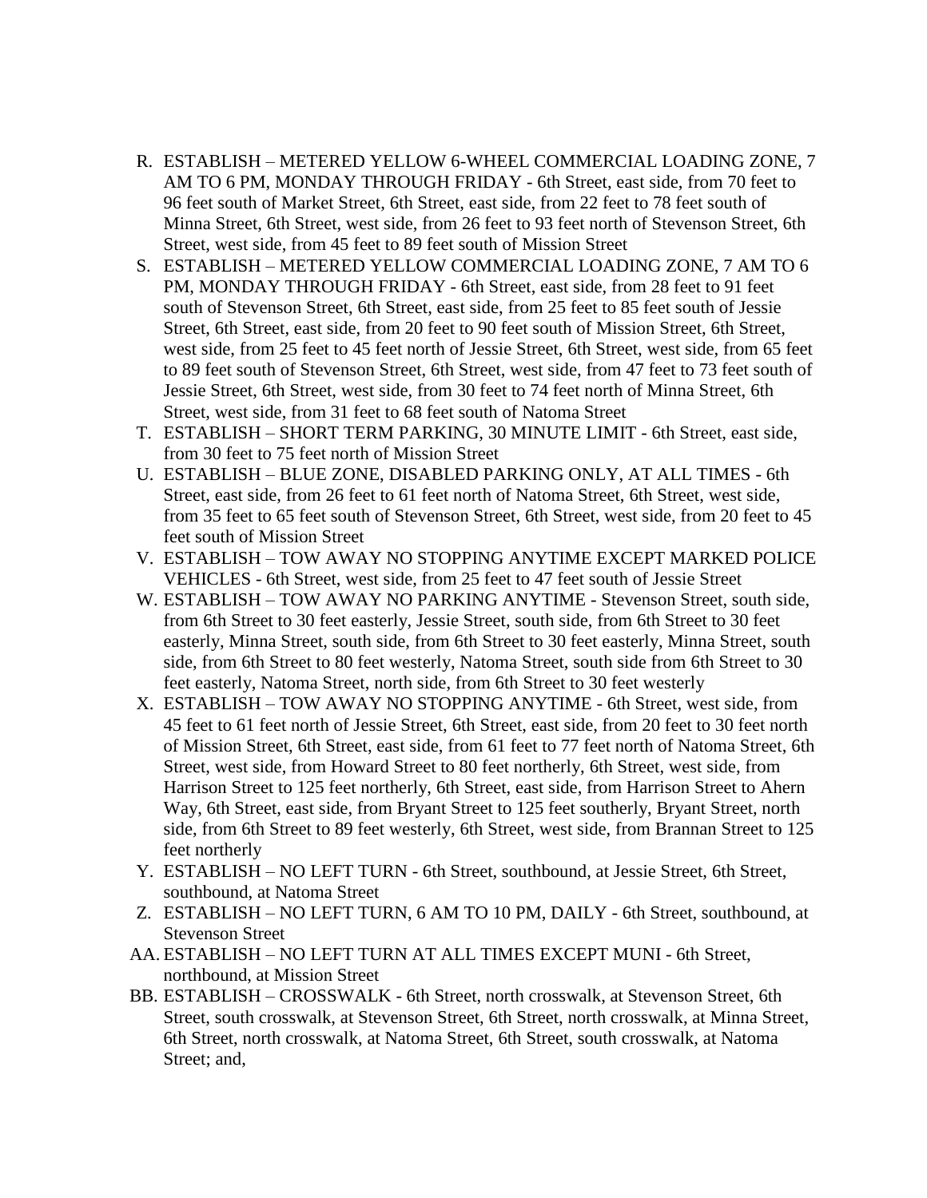R. ESTABLISH – METERED YELLOW 6-WHEEL COMMERCIAL LOADING ZONE, 7 AM TO 6 PM, MONDAY THROUGH FRIDAY - 6th Street, east side, from 70 feet to 96 feet south of Market Street, 6th Street, east side, from 22 feet to 78 feet south of Minna Street, 6th Street, west side, from 26 feet to 93 feet north of Stevenson Street, 6th Street, west side, from 45 feet to 89 feet south of Mission Street

S. ESTABLISH – METERED YELLOW COMMERCIAL LOADING ZONE, 7 AM TO 6 PM, MONDAY THROUGH FRIDAY - 6th Street, east side, from 28 feet to 91 feet south of Stevenson Street, 6th Street, east side, from 25 feet to 85 feet south of Jessie Street, 6th Street, east side, from 20 feet to 90 feet south of Mission Street, 6th Street, west side, from 25 feet to 45 feet north of Jessie Street, 6th Street, west side, from 65 feet to 89 feet south of Stevenson Street, 6th Street, west side, from 47 feet to 73 feet south of Jessie Street, 6th Street, west side, from 30 feet to 74 feet north of Minna Street, 6th Street, west side, from 31 feet to 68 feet south of Natoma Street

T. ESTABLISH – SHORT TERM PARKING, 30 MINUTE LIMIT - 6th Street, east side, from 30 feet to 75 feet north of Mission Street

U. ESTABLISH – BLUE ZONE, DISABLED PARKING ONLY, AT ALL TIMES - 6th Street, east side, from 26 feet to 61 feet north of Natoma Street, 6th Street, west side, from 35 feet to 65 feet south of Stevenson Street, 6th Street, west side, from 20 feet to 45 feet south of Mission Street

V. ESTABLISH – TOW AWAY NO STOPPING ANYTIME EXCEPT MARKED POLICE VEHICLES - 6th Street, west side, from 25 feet to 47 feet south of Jessie Street

W. ESTABLISH – TOW AWAY NO PARKING ANYTIME - Stevenson Street, south side, from 6th Street to 30 feet easterly, Jessie Street, south side, from 6th Street to 30 feet easterly, Minna Street, south side, from 6th Street to 30 feet easterly, Minna Street, south side, from 6th Street to 80 feet westerly, Natoma Street, south side from 6th Street to 30 feet easterly, Natoma Street, north side, from 6th Street to 30 feet westerly

X. ESTABLISH – TOW AWAY NO STOPPING ANYTIME - 6th Street, west side, from 45 feet to 61 feet north of Jessie Street, 6th Street, east side, from 20 feet to 30 feet north of Mission Street, 6th Street, east side, from 61 feet to 77 feet north of Natoma Street, 6th Street, west side, from Howard Street to 80 feet northerly, 6th Street, west side, from Harrison Street to 125 feet northerly, 6th Street, east side, from Harrison Street to Ahern Way, 6th Street, east side, from Bryant Street to 125 feet southerly, Bryant Street, north side, from 6th Street to 89 feet westerly, 6th Street, west side, from Brannan Street to 125 feet northerly

Y. ESTABLISH – NO LEFT TURN - 6th Street, southbound, at Jessie Street, 6th Street, southbound, at Natoma Street

Z. ESTABLISH – NO LEFT TURN, 6 AM TO 10 PM, DAILY - 6th Street, southbound, at Stevenson Street

AA. ESTABLISH – NO LEFT TURN AT ALL TIMES EXCEPT MUNI - 6th Street, northbound, at Mission Street

BB. ESTABLISH – CROSSWALK - 6th Street, north crosswalk, at Stevenson Street, 6th Street, south crosswalk, at Stevenson Street, 6th Street, north crosswalk, at Minna Street, 6th Street, north crosswalk, at Natoma Street, 6th Street, south crosswalk, at Natoma Street; and,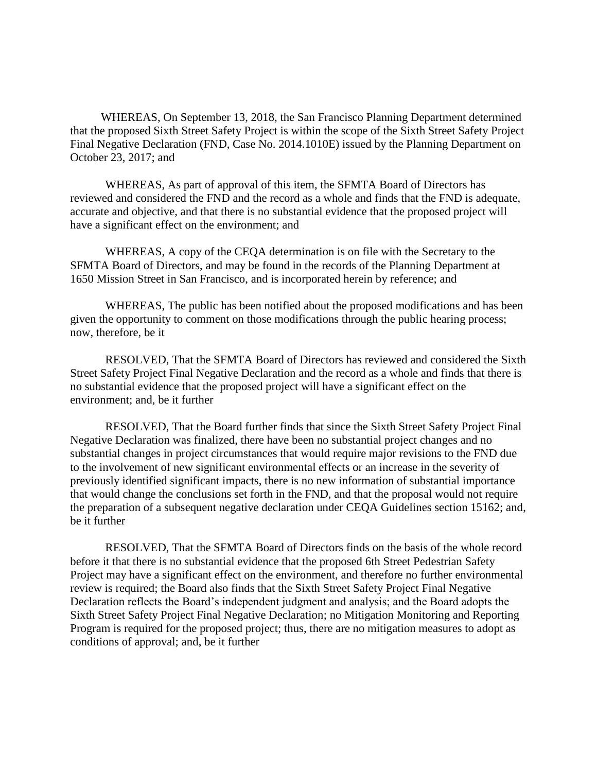WHEREAS, On September 13, 2018, the San Francisco Planning Department determined that the proposed Sixth Street Safety Project is within the scope of the Sixth Street Safety Project Final Negative Declaration (FND, Case No. 2014.1010E) issued by the Planning Department on October 23, 2017; and

WHEREAS, As part of approval of this item, the SFMTA Board of Directors has reviewed and considered the FND and the record as a whole and finds that the FND is adequate, accurate and objective, and that there is no substantial evidence that the proposed project will have a significant effect on the environment; and

WHEREAS, A copy of the CEQA determination is on file with the Secretary to the SFMTA Board of Directors, and may be found in the records of the Planning Department at 1650 Mission Street in San Francisco, and is incorporated herein by reference; and

WHEREAS, The public has been notified about the proposed modifications and has been given the opportunity to comment on those modifications through the public hearing process; now, therefore, be it

RESOLVED, That the SFMTA Board of Directors has reviewed and considered the Sixth Street Safety Project Final Negative Declaration and the record as a whole and finds that there is no substantial evidence that the proposed project will have a significant effect on the environment; and, be it further

RESOLVED, That the Board further finds that since the Sixth Street Safety Project Final Negative Declaration was finalized, there have been no substantial project changes and no substantial changes in project circumstances that would require major revisions to the FND due to the involvement of new significant environmental effects or an increase in the severity of previously identified significant impacts, there is no new information of substantial importance that would change the conclusions set forth in the FND, and that the proposal would not require the preparation of a subsequent negative declaration under CEQA Guidelines section 15162; and, be it further

RESOLVED, That the SFMTA Board of Directors finds on the basis of the whole record before it that there is no substantial evidence that the proposed 6th Street Pedestrian Safety Project may have a significant effect on the environment, and therefore no further environmental review is required; the Board also finds that the Sixth Street Safety Project Final Negative Declaration reflects the Board's independent judgment and analysis; and the Board adopts the Sixth Street Safety Project Final Negative Declaration; no Mitigation Monitoring and Reporting Program is required for the proposed project; thus, there are no mitigation measures to adopt as conditions of approval; and, be it further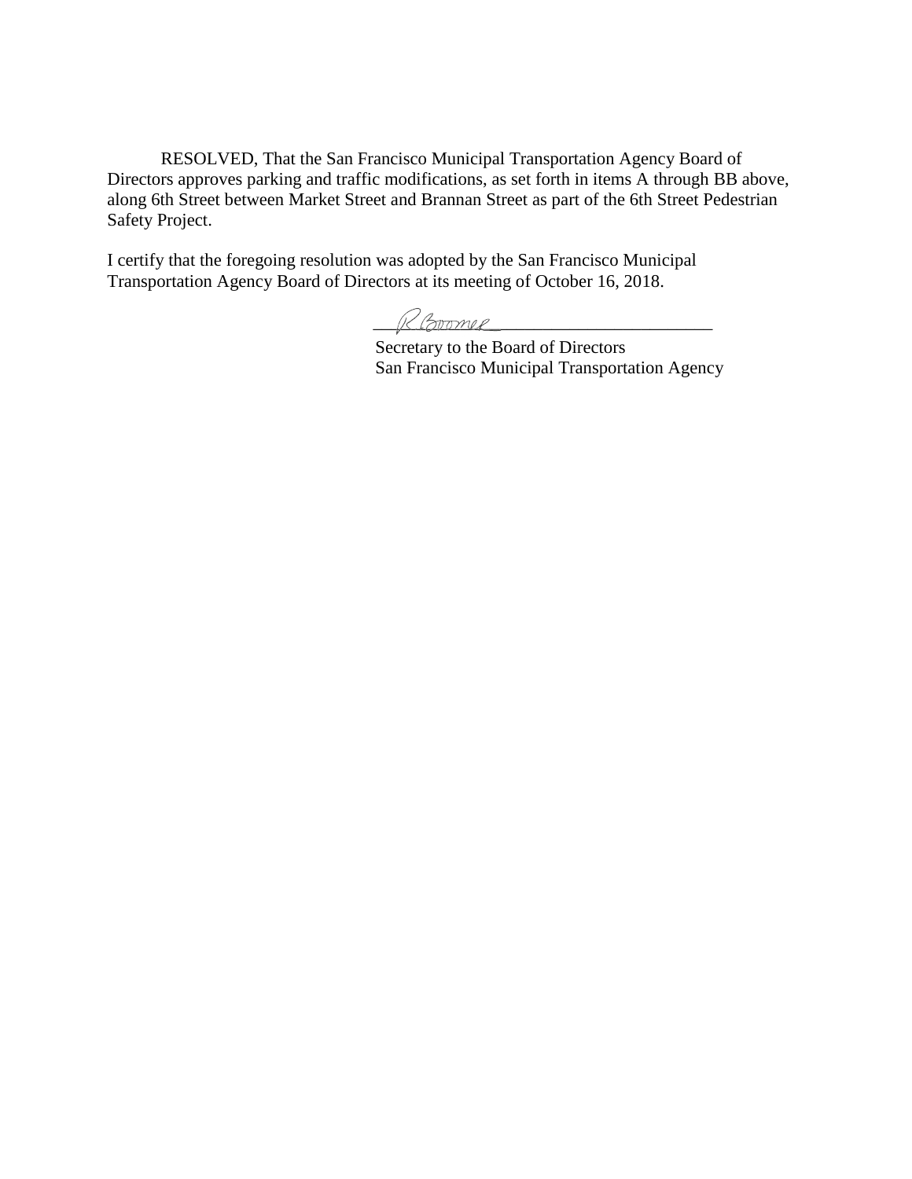RESOLVED, That the San Francisco Municipal Transportation Agency Board of Directors approves parking and traffic modifications, as set forth in items A through BB above, along 6th Street between Market Street and Brannan Street as part of the 6th Street Pedestrian Safety Project.

I certify that the foregoing resolution was adopted by the San Francisco Municipal Transportation Agency Board of Directors at its meeting of October 16, 2018.

R. Boomer

Secretary to the Board of Directors
San Francisco Municipal Transportation Agency